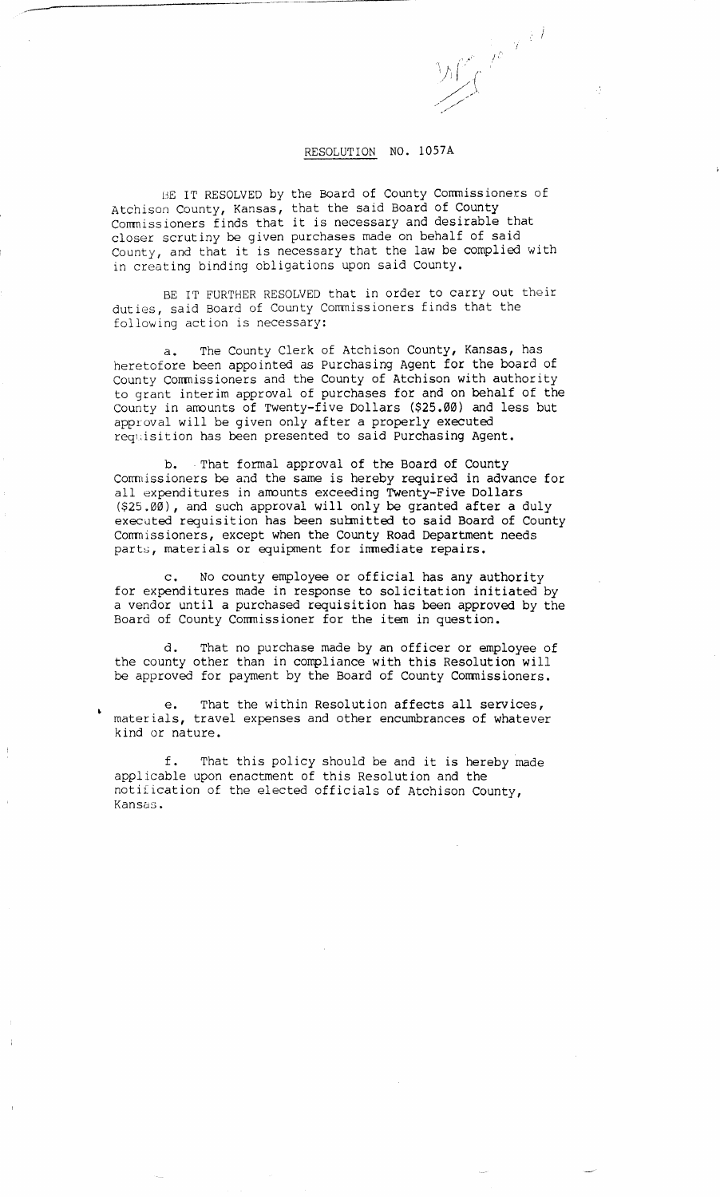RESOLUTION NO. 1057A

BE IT RESOLVED by the Board of County Commissioners of Atchison County, Kansas, that the said Board of County Commissioners finds that it is necessary and desirable that closer scrutiny be given purchases made on behalf of said County, and that it is necessary that the law be complied with in creating binding obligations upon said County.

BE IT FURTHER RESOLVED that in order to carry out their duties, said Board of County Commissioners finds that the following action is necessary:

a. The County Clerk of Atchison County, Kansas, has heretofore been appointed as Purchasing Agent for the board of County Commissioners and the County of Atchison with authority to grant interim approval of purchases for and on behalf of the County in amounts of Twenty-five Dollars ($25.00) and less but approval will be given only after a properly executed requisition has been presented to said Purchasing Agent.

b. That formal approval of the Board of County Commissioners be and the same is hereby required in advance for all expenditures in amounts exceeding Twenty-Five Dollars ($25.00), and such approval will only be granted after a duly executed requisition has been submitted to said Board of County Commissioners, except when the County Road Department needs parts, materials or equipment for immediate repairs.

c. No county employee or official has any authority for expenditures made in response to solicitation initiated by a vendor until a purchased requisition has been approved by the Board of County Commissioner for the item in question.

d. That no purchase made by an officer or employee of the county other than in compliance with this Resolution will be approved for payment by the Board of County Commissioners.

e. That the within Resolution affects all services, materials, travel expenses and other encumbrances of whatever kind or nature.

f. That this policy should be and it is hereby made applicable upon enactment of this Resolution and the notification of the elected officials of Atchison County, Kansas.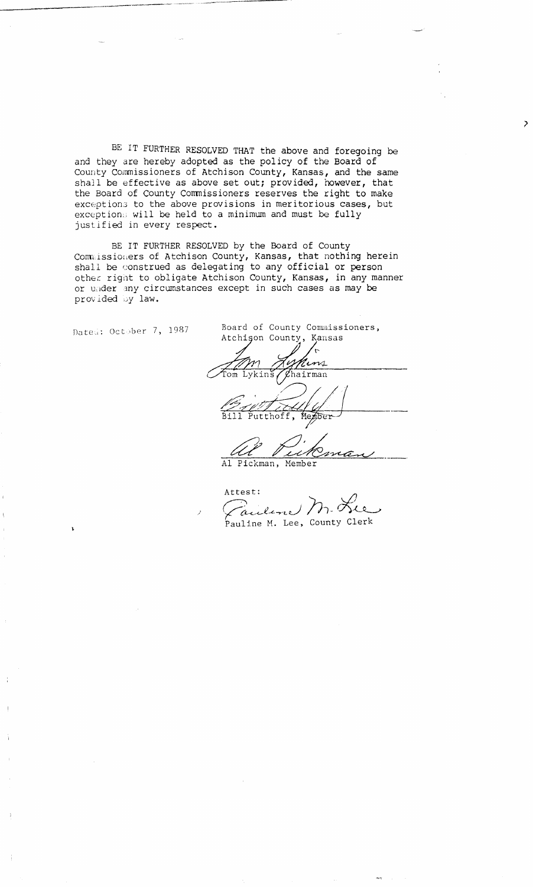BE IT FURTHER RESOLVED THAT the above and foregoing be and they are hereby adopted as the policy of the Board of County Commissioners of Atchison County, Kansas, and the same shall be effective as above set out; provided, however, that the Board of County Commissioners reserves the right to make exceptions to the above provisions in meritorious cases, but exceptions will be held to a minimum and must be fully justified in every respect.

BE IT FURTHER RESOLVED by the Board of County Commissioners of Atchison County, Kansas, that nothing herein shall be construed as delegating to any official or person other right to obligate Atchison County, Kansas, in any manner or under any circumstances except in such cases as may be provided by law.

Dated: October 7, 1987

Board of County Commissioners,
Atchison County, Kansas

Tom Lykins, Chairman

Bill Putthoff, Member

Al Pickman, Member

Attest:

Pauline M. Lee, County Clerk